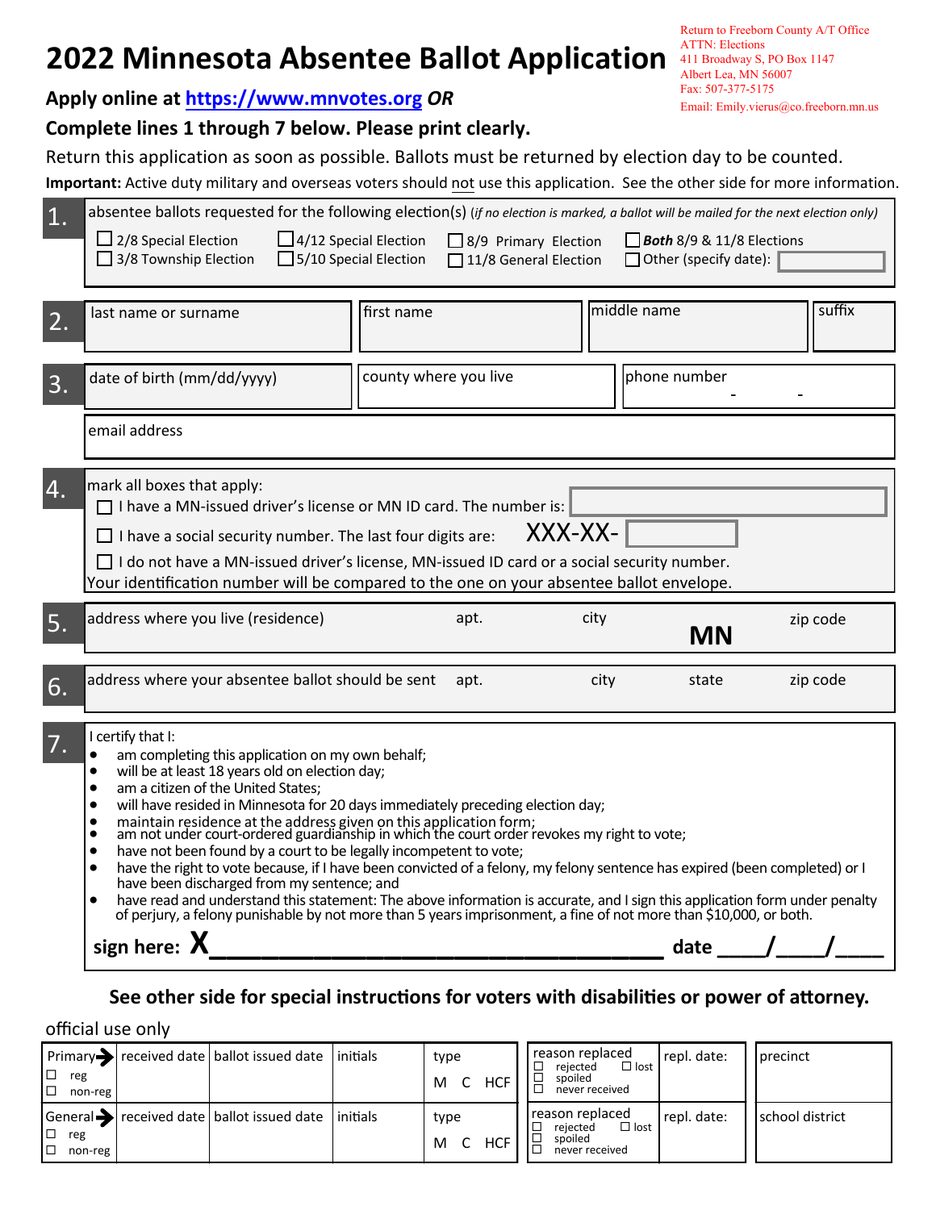# 2022 Minnesota Absentee Ballot Application

Return to Freeborn County A/T Office
ATTN: Elections
411 Broadway S, PO Box 1147
Albert Lea, MN 56007
Fax: 507-377-5175
Email: Emily.vierus@co.freeborn.mn.us

**Apply online at https://www.mnvotes.org *OR***

**Complete lines 1 through 7 below. Please print clearly.**

Return this application as soon as possible. Ballots must be returned by election day to be counted.

**Important:** Active duty military and overseas voters should not use this application. See the other side for more information.

**1.** absentee ballots requested for the following election(s) (*if no election is marked, a ballot will be mailed for the next election only*)

- ☐ 2/8 Special Election
- ☐ 3/8 Township Election
- ☐ 4/12 Special Election
- ☐ 5/10 Special Election
- ☐ 8/9 Primary Election
- ☐ 11/8 General Election
- ☐ ***Both*** **8/9 & 11/8 Elections**
- ☐ Other (specify date): ______

**2.** last name or surname | first name | middle name | suffix

**3.** date of birth (mm/dd/yyyy) | county where you live | phone number ___-___-___

email address

**4.** mark all boxes that apply:

- ☐ I have a MN-issued driver's license or MN ID card. The number is: ______
- ☐ I have a social security number. The last four digits are: XXX-XX-______
- ☐ I do not have a MN-issued driver's license, MN-issued ID card or a social security number.

Your identification number will be compared to the one on your absentee ballot envelope.

**5.** address where you live (residence) | apt. | city | **MN** | zip code

**6.** address where your absentee ballot should be sent | apt. | city | state | zip code

**7.** I certify that I:

- am completing this application on my own behalf;
- will be at least 18 years old on election day;
- am a citizen of the United States;
- will have resided in Minnesota for 20 days immediately preceding election day;
- maintain residence at the address given on this application form;
- am not under court-ordered guardianship in which the court order revokes my right to vote;
- have not been found by a court to be legally incompetent to vote;
- have the right to vote because, if I have been convicted of a felony, my felony sentence has expired (been completed) or I have been discharged from my sentence; and
- have read and understand this statement: The above information is accurate, and I sign this application form under penalty of perjury, a felony punishable by not more than 5 years imprisonment, a fine of not more than $10,000, or both.

**sign here: X**__________________________________ **date** ____/____/____

**See other side for special instructions for voters with disabilities or power of attorney.**

official use only

| | received date | ballot issued date | initials | type | reason replaced | repl. date: | |
|---|---|---|---|---|---|---|---|
| Primary → ☐ reg ☐ non-reg | | | | M C HCF | ☐ rejected ☐ lost ☐ spoiled ☐ never received | | precinct |
| General → ☐ reg ☐ non-reg | | | | M C HCF | ☐ rejected ☐ lost ☐ spoiled ☐ never received | | school district |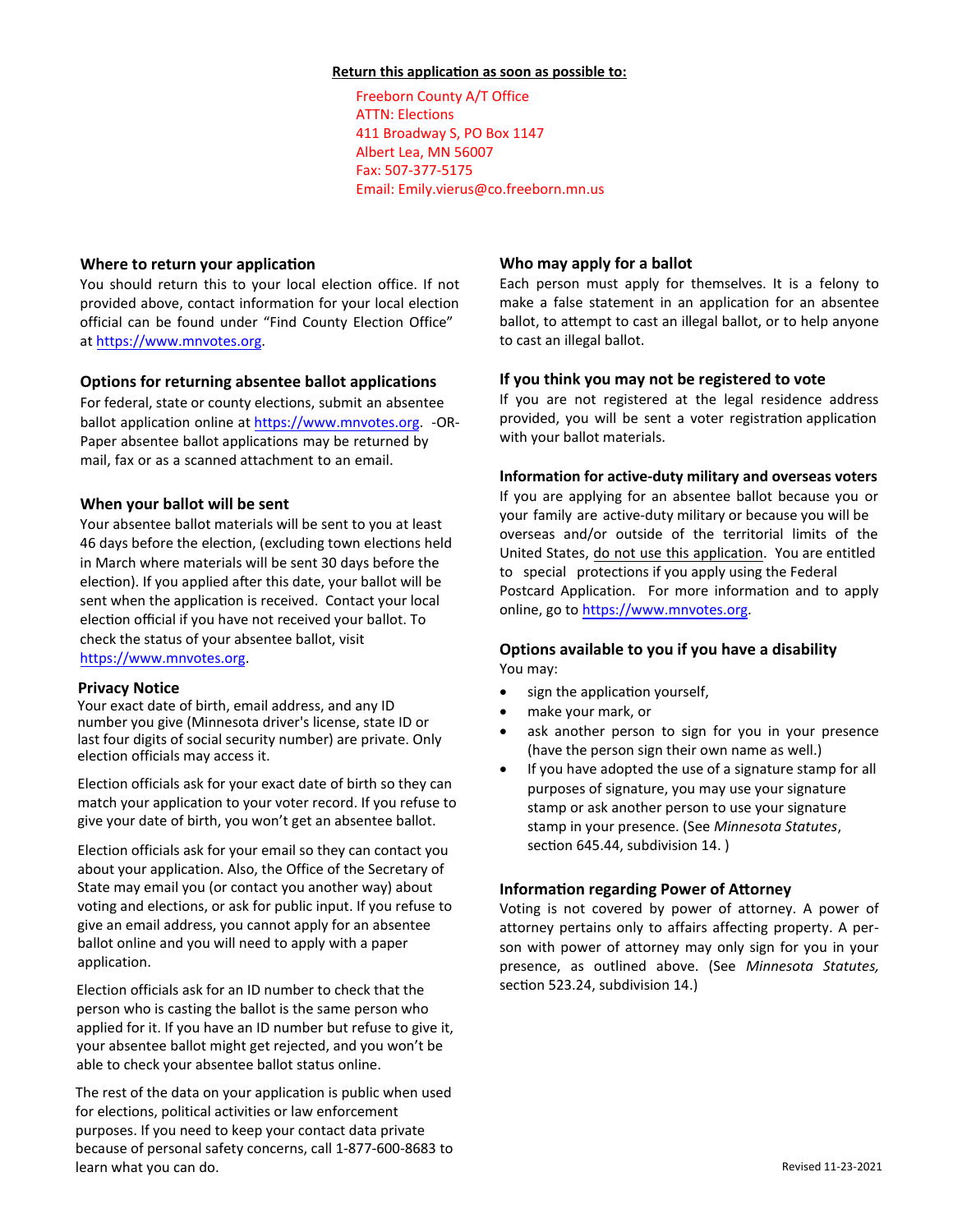**Return this application as soon as possible to:**

Freeborn County A/T Office
ATTN: Elections
411 Broadway S, PO Box 1147
Albert Lea, MN 56007
Fax: 507-377-5175
Email: Emily.vierus@co.freeborn.mn.us

### Where to return your application

You should return this to your local election office. If not provided above, contact information for your local election official can be found under "Find County Election Office" at https://www.mnvotes.org.

### Options for returning absentee ballot applications

For federal, state or county elections, submit an absentee ballot application online at https://www.mnvotes.org. -OR- Paper absentee ballot applications may be returned by mail, fax or as a scanned attachment to an email.

### When your ballot will be sent

Your absentee ballot materials will be sent to you at least 46 days before the election, (excluding town elections held in March where materials will be sent 30 days before the election). If you applied after this date, your ballot will be sent when the application is received. Contact your local election official if you have not received your ballot. To check the status of your absentee ballot, visit https://www.mnvotes.org.

### Privacy Notice

Your exact date of birth, email address, and any ID number you give (Minnesota driver's license, state ID or last four digits of social security number) are private. Only election officials may access it.

Election officials ask for your exact date of birth so they can match your application to your voter record. If you refuse to give your date of birth, you won't get an absentee ballot.

Election officials ask for your email so they can contact you about your application. Also, the Office of the Secretary of State may email you (or contact you another way) about voting and elections, or ask for public input. If you refuse to give an email address, you cannot apply for an absentee ballot online and you will need to apply with a paper application.

Election officials ask for an ID number to check that the person who is casting the ballot is the same person who applied for it. If you have an ID number but refuse to give it, your absentee ballot might get rejected, and you won't be able to check your absentee ballot status online.

The rest of the data on your application is public when used for elections, political activities or law enforcement purposes. If you need to keep your contact data private because of personal safety concerns, call 1-877-600-8683 to learn what you can do.

### Who may apply for a ballot

Each person must apply for themselves. It is a felony to make a false statement in an application for an absentee ballot, to attempt to cast an illegal ballot, or to help anyone to cast an illegal ballot.

### If you think you may not be registered to vote

If you are not registered at the legal residence address provided, you will be sent a voter registration application with your ballot materials.

### Information for active-duty military and overseas voters

If you are applying for an absentee ballot because you or your family are active-duty military or because you will be overseas and/or outside of the territorial limits of the United States, do not use this application. You are entitled to special protections if you apply using the Federal Postcard Application. For more information and to apply online, go to https://www.mnvotes.org.

### Options available to you if you have a disability

You may:

- sign the application yourself,
- make your mark, or
- ask another person to sign for you in your presence (have the person sign their own name as well.)
- If you have adopted the use of a signature stamp for all purposes of signature, you may use your signature stamp or ask another person to use your signature stamp in your presence. (See *Minnesota Statutes*, section 645.44, subdivision 14. )

### Information regarding Power of Attorney

Voting is not covered by power of attorney. A power of attorney pertains only to affairs affecting property. A person with power of attorney may only sign for you in your presence, as outlined above. (See *Minnesota Statutes,* section 523.24, subdivision 14.)

Revised 11-23-2021